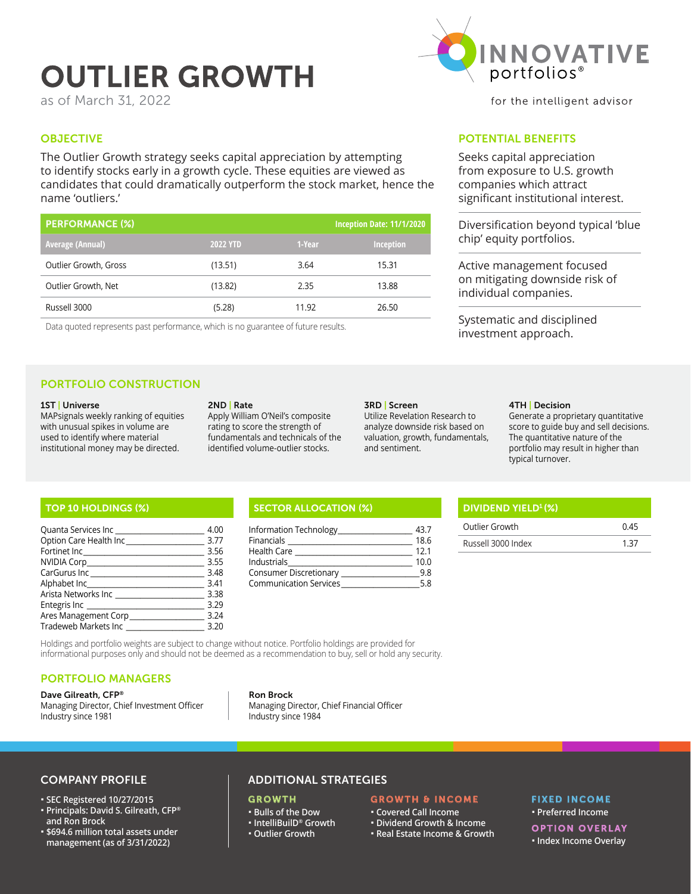# OUTLIER GROWTH

as of March 31, 2022

INNOVATIVE portfolios®

for the intelligent advisor

## OBJECTIVE

The Outlier Growth strategy seeks capital appreciation by attempting to identify stocks early in a growth cycle. These equities are viewed as candidates that could dramatically outperform the stock market, hence the name 'outliers.'

| PERFORMANCE (%) | | | Inception Date: 11/1/2020 |
|---|---|---|---|
| Average (Annual) | 2022 YTD | 1-Year | Inception |
| Outlier Growth, Gross | (13.51) | 3.64 | 15.31 |
| Outlier Growth, Net | (13.82) | 2.35 | 13.88 |
| Russell 3000 | (5.28) | 11.92 | 26.50 |

Data quoted represents past performance, which is no guarantee of future results.

## POTENTIAL BENEFITS

Seeks capital appreciation from exposure to U.S. growth companies which attract significant institutional interest.

Diversification beyond typical 'blue chip' equity portfolios.

Active management focused on mitigating downside risk of individual companies.

Systematic and disciplined investment approach.

## PORTFOLIO CONSTRUCTION

**1ST | Universe**
MAPsignals weekly ranking of equities with unusual spikes in volume are used to identify where material institutional money may be directed.

**2ND | Rate**
Apply William O'Neil's composite rating to score the strength of fundamentals and technicals of the identified volume-outlier stocks.

**3RD | Screen**
Utilize Revelation Research to analyze downside risk based on valuation, growth, fundamentals, and sentiment.

**4TH | Decision**
Generate a proprietary quantitative score to guide buy and sell decisions. The quantitative nature of the portfolio may result in higher than typical turnover.

| TOP 10 HOLDINGS (%) | |
|---|---|
| Quanta Services Inc | 4.00 |
| Option Care Health Inc | 3.77 |
| Fortinet Inc | 3.56 |
| NVIDIA Corp | 3.55 |
| CarGurus Inc | 3.48 |
| Alphabet Inc | 3.41 |
| Arista Networks Inc | 3.38 |
| Entegris Inc | 3.29 |
| Ares Management Corp | 3.24 |
| Tradeweb Markets Inc | 3.20 |

| SECTOR ALLOCATION (%) | |
|---|---|
| Information Technology | 43.7 |
| Financials | 18.6 |
| Health Care | 12.1 |
| Industrials | 10.0 |
| Consumer Discretionary | 9.8 |
| Communication Services | 5.8 |

| DIVIDEND YIELD[1] (%) | |
|---|---|
| Outlier Growth | 0.45 |
| Russell 3000 Index | 1.37 |

Holdings and portfolio weights are subject to change without notice. Portfolio holdings are provided for informational purposes only and should not be deemed as a recommendation to buy, sell or hold any security.

## PORTFOLIO MANAGERS

**Dave Gilreath, CFP®**
Managing Director, Chief Investment Officer
Industry since 1981

**Ron Brock**
Managing Director, Chief Financial Officer
Industry since 1984

## COMPANY PROFILE

- SEC Registered 10/27/2015
- Principals: David S. Gilreath, CFP® and Ron Brock
- $694.6 million total assets under management (as of 3/31/2022)

## ADDITIONAL STRATEGIES

### GROWTH
- Bulls of the Dow
- IntelliBuilD® Growth
- Outlier Growth

### GROWTH & INCOME
- Covered Call Income
- Dividend Growth & Income
- Real Estate Income & Growth

### FIXED INCOME
- Preferred Income

### OPTION OVERLAY
- Index Income Overlay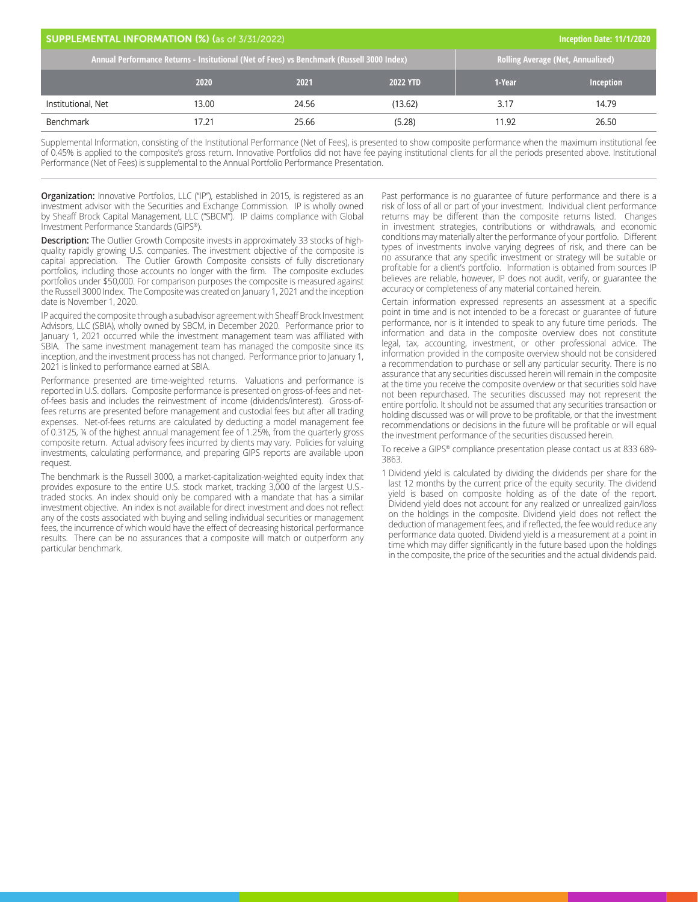## SUPPLEMENTAL INFORMATION (%) (as of 3/31/2022)

**Inception Date: 11/1/2020**

| | Annual Performance Returns - Insitutional (Net of Fees) vs Benchmark (Russell 3000 Index) | | | Rolling Average (Net, Annualized) | |
|---|---|---|---|---|---|
| | **2020** | **2021** | **2022 YTD** | **1-Year** | **Inception** |
| Institutional, Net | 13.00 | 24.56 | (13.62) | 3.17 | 14.79 |
| Benchmark | 17.21 | 25.66 | (5.28) | 11.92 | 26.50 |

Supplemental Information, consisting of the Institutional Performance (Net of Fees), is presented to show composite performance when the maximum institutional fee of 0.45% is applied to the composite's gross return. Innovative Portfolios did not have fee paying institutional clients for all the periods presented above. Institutional Performance (Net of Fees) is supplemental to the Annual Portfolio Performance Presentation.

**Organization:** Innovative Portfolios, LLC ("IP"), established in 2015, is registered as an investment advisor with the Securities and Exchange Commission. IP is wholly owned by Sheaff Brock Capital Management, LLC ("SBCM"). IP claims compliance with Global Investment Performance Standards (GIPS®).

**Description:** The Outlier Growth Composite invests in approximately 33 stocks of high-quality rapidly growing U.S. companies. The investment objective of the composite is capital appreciation. The Outlier Growth Composite consists of fully discretionary portfolios, including those accounts no longer with the firm. The composite excludes portfolios under $50,000. For comparison purposes the composite is measured against the Russell 3000 Index. The Composite was created on January 1, 2021 and the inception date is November 1, 2020.

IP acquired the composite through a subadvisor agreement with Sheaff Brock Investment Advisors, LLC (SBIA), wholly owned by SBCM, in December 2020. Performance prior to January 1, 2021 occurred while the investment management team was affiliated with SBIA. The same investment management team has managed the composite since its inception, and the investment process has not changed. Performance prior to January 1, 2021 is linked to performance earned at SBIA.

Performance presented are time-weighted returns. Valuations and performance is reported in U.S. dollars. Composite performance is presented on gross-of-fees and net-of-fees basis and includes the reinvestment of income (dividends/interest). Gross-of-fees returns are presented before management and custodial fees but after all trading expenses. Net-of-fees returns are calculated by deducting a model management fee of 0.3125, ¼ of the highest annual management fee of 1.25%, from the quarterly gross composite return. Actual advisory fees incurred by clients may vary. Policies for valuing investments, calculating performance, and preparing GIPS reports are available upon request.

The benchmark is the Russell 3000, a market-capitalization-weighted equity index that provides exposure to the entire U.S. stock market, tracking 3,000 of the largest U.S.-traded stocks. An index should only be compared with a mandate that has a similar investment objective. An index is not available for direct investment and does not reflect any of the costs associated with buying and selling individual securities or management fees, the incurrence of which would have the effect of decreasing historical performance results. There can be no assurances that a composite will match or outperform any particular benchmark.

Past performance is no guarantee of future performance and there is a risk of loss of all or part of your investment. Individual client performance returns may be different than the composite returns listed. Changes in investment strategies, contributions or withdrawals, and economic conditions may materially alter the performance of your portfolio. Different types of investments involve varying degrees of risk, and there can be no assurance that any specific investment or strategy will be suitable or profitable for a client's portfolio. Information is obtained from sources IP believes are reliable, however, IP does not audit, verify, or guarantee the accuracy or completeness of any material contained herein.

Certain information expressed represents an assessment at a specific point in time and is not intended to be a forecast or guarantee of future performance, nor is it intended to speak to any future time periods. The information and data in the composite overview does not constitute legal, tax, accounting, investment, or other professional advice. The information provided in the composite overview should not be considered a recommendation to purchase or sell any particular security. There is no assurance that any securities discussed herein will remain in the composite at the time you receive the composite overview or that securities sold have not been repurchased. The securities discussed may not represent the entire portfolio. It should not be assumed that any securities transaction or holding discussed was or will prove to be profitable, or that the investment recommendations or decisions in the future will be profitable or will equal the investment performance of the securities discussed herein.

To receive a GIPS® compliance presentation please contact us at 833 689-3863.

1 Dividend yield is calculated by dividing the dividends per share for the last 12 months by the current price of the equity security. The dividend yield is based on composite holding as of the date of the report. Dividend yield does not account for any realized or unrealized gain/loss on the holdings in the composite. Dividend yield does not reflect the deduction of management fees, and if reflected, the fee would reduce any performance data quoted. Dividend yield is a measurement at a point in time which may differ significantly in the future based upon the holdings in the composite, the price of the securities and the actual dividends paid.